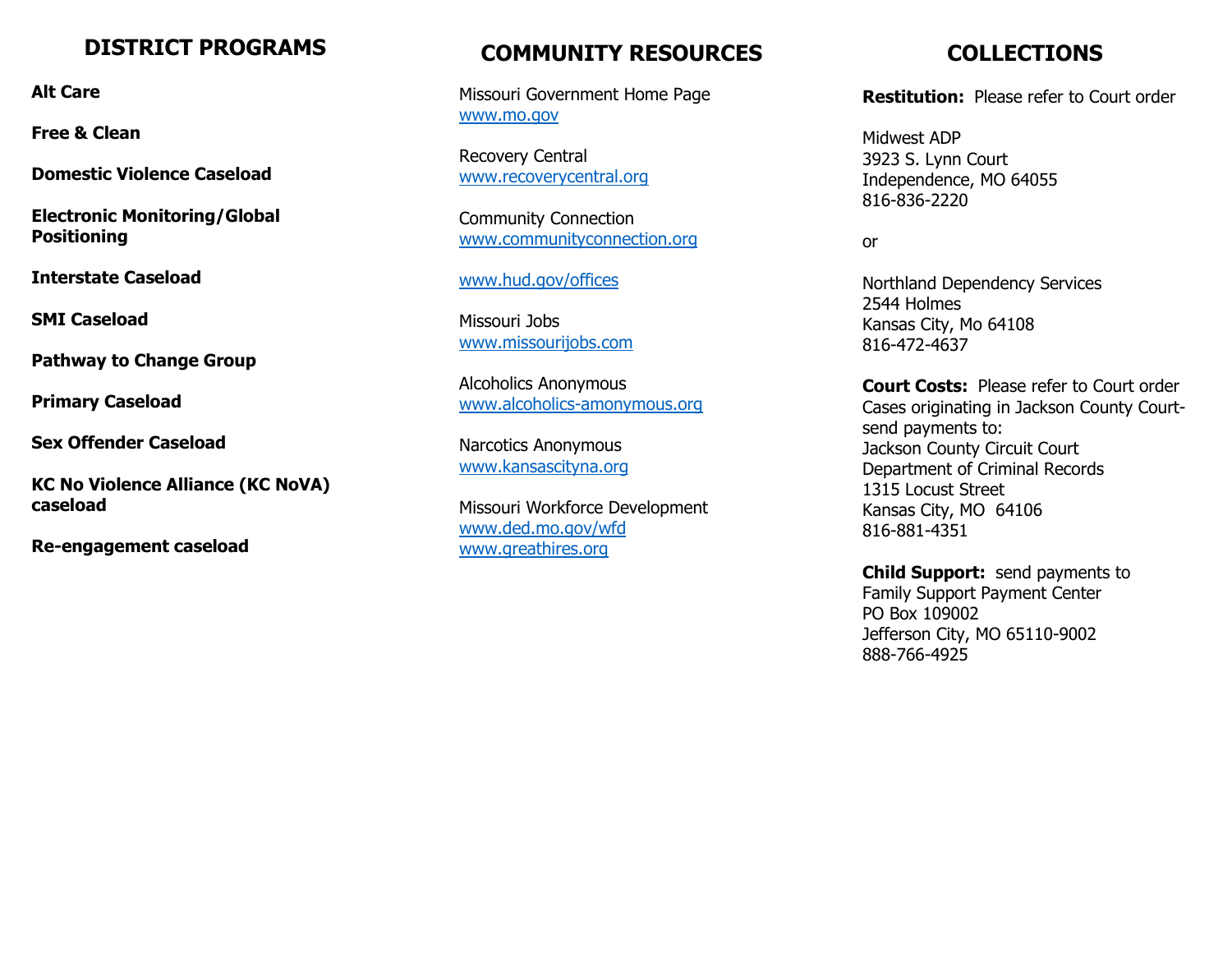## DISTRICT PROGRAMS

**Alt Care**

**Free & Clean**

**Domestic Violence Caseload**

**Electronic Monitoring/Global Positioning**

**Interstate Caseload**

**SMI Caseload**

**Pathway to Change Group**

**Primary Caseload**

**Sex Offender Caseload**

**KC No Violence Alliance (KC NoVA) caseload**

**Re-engagement caseload**

## COMMUNITY RESOURCES

Missouri Government Home Page
www.mo.gov

Recovery Central
www.recoverycentral.org

Community Connection
www.communityconnection.org

www.hud.gov/offices

Missouri Jobs
www.missourijobs.com

Alcoholics Anonymous
www.alcoholics-amonymous.org

Narcotics Anonymous
www.kansascityna.org

Missouri Workforce Development
www.ded.mo.gov/wfd
www.greathires.org

## COLLECTIONS

**Restitution:** Please refer to Court order

Midwest ADP
3923 S. Lynn Court
Independence, MO 64055
816-836-2220

or

Northland Dependency Services
2544 Holmes
Kansas City, Mo 64108
816-472-4637

**Court Costs:** Please refer to Court order
Cases originating in Jackson County Court- send payments to:
Jackson County Circuit Court
Department of Criminal Records
1315 Locust Street
Kansas City, MO 64106
816-881-4351

**Child Support:** send payments to
Family Support Payment Center
PO Box 109002
Jefferson City, MO 65110-9002
888-766-4925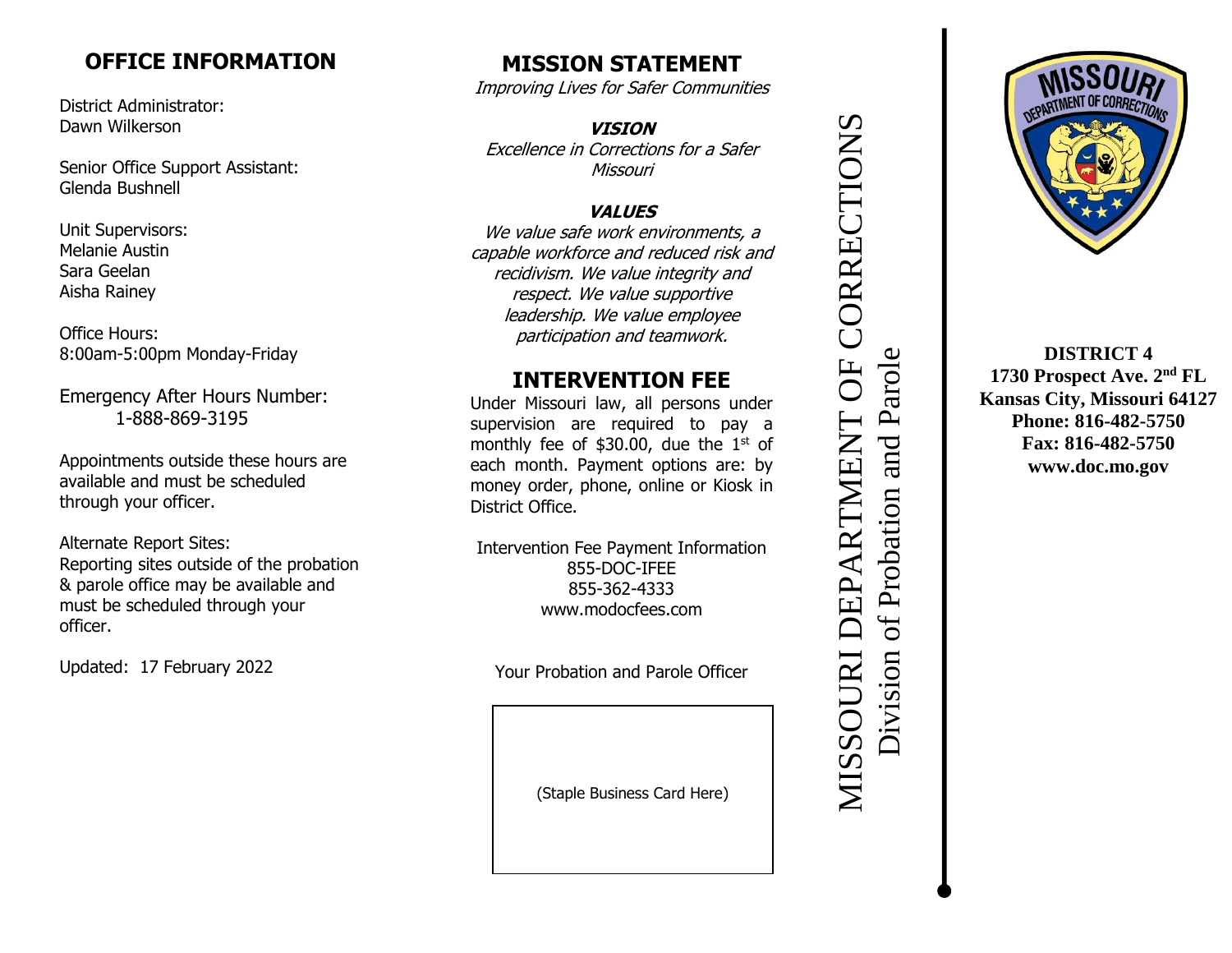## OFFICE INFORMATION

District Administrator:
Dawn Wilkerson

Senior Office Support Assistant:
Glenda Bushnell

Unit Supervisors:
Melanie Austin
Sara Geelan
Aisha Rainey

Office Hours:
8:00am-5:00pm Monday-Friday

Emergency After Hours Number:
1-888-869-3195

Appointments outside these hours are available and must be scheduled through your officer.

Alternate Report Sites:
Reporting sites outside of the probation & parole office may be available and must be scheduled through your officer.

Updated: 17 February 2022

## MISSION STATEMENT

*Improving Lives for Safer Communities*

***VISION***

*Excellence in Corrections for a Safer Missouri*

***VALUES***

*We value safe work environments, a capable workforce and reduced risk and recidivism. We value integrity and respect. We value supportive leadership. We value employee participation and teamwork.*

## INTERVENTION FEE

Under Missouri law, all persons under supervision are required to pay a monthly fee of $30.00, due the 1st of each month. Payment options are: by money order, phone, online or Kiosk in District Office.

Intervention Fee Payment Information
855-DOC-IFEE
855-362-4333
www.modocfees.com

Your Probation and Parole Officer

(Staple Business Card Here)

# MISSOURI DEPARTMENT OF CORRECTIONS

## Division of Probation and Parole

**DISTRICT 4**
**1730 Prospect Ave. 2nd FL**
**Kansas City, Missouri 64127**
**Phone: 816-482-5750**
**Fax: 816-482-5750**
**www.doc.mo.gov**